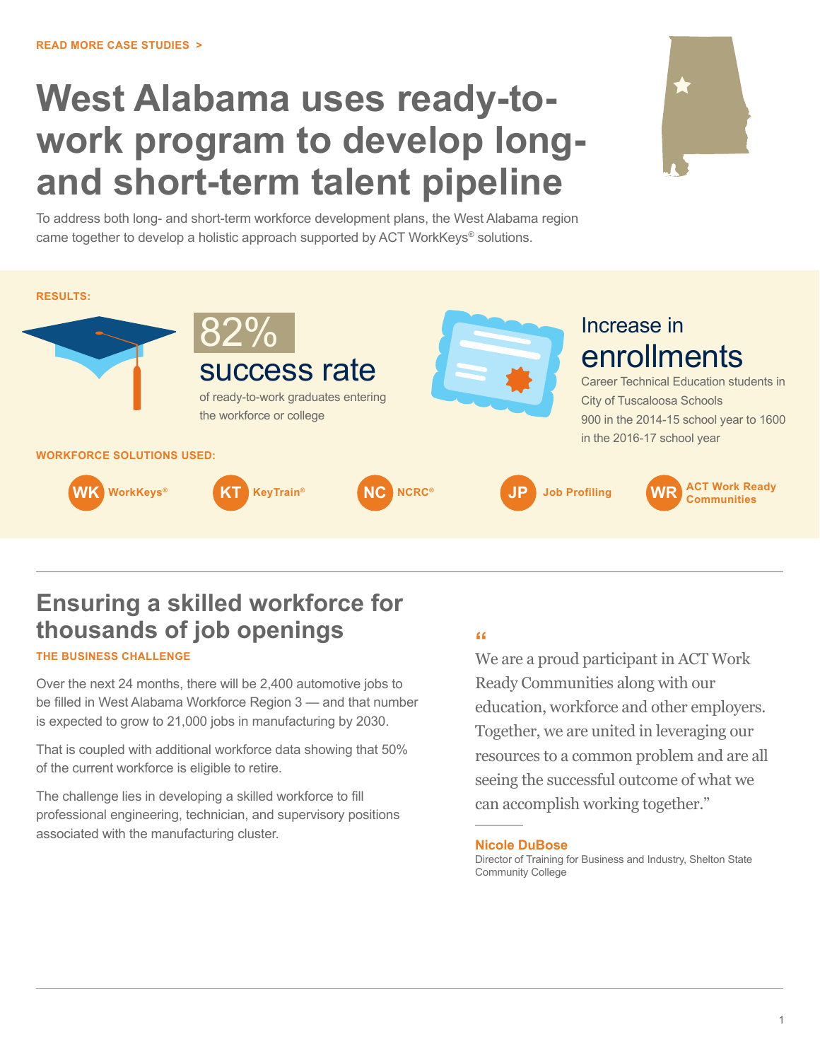READ MORE CASE STUDIES >

# West Alabama uses ready-to-work program to develop long- and short-term talent pipeline

To address both long- and short-term workforce development plans, the West Alabama region came together to develop a holistic approach supported by ACT WorkKeys® solutions.

**RESULTS:**

**82% success rate**

of ready-to-work graduates entering the workforce or college

**Increase in enrollments**

Career Technical Education students in City of Tuscaloosa Schools 900 in the 2014-15 school year to 1600 in the 2016-17 school year

**WORKFORCE SOLUTIONS USED:**

- WK WorkKeys®
- KT KeyTrain®
- NC NCRC®
- JP Job Profiling
- WR ACT Work Ready Communities

## Ensuring a skilled workforce for thousands of job openings

**THE BUSINESS CHALLENGE**

Over the next 24 months, there will be 2,400 automotive jobs to be filled in West Alabama Workforce Region 3 — and that number is expected to grow to 21,000 jobs in manufacturing by 2030.

That is coupled with additional workforce data showing that 50% of the current workforce is eligible to retire.

The challenge lies in developing a skilled workforce to fill professional engineering, technician, and supervisory positions associated with the manufacturing cluster.

> "We are a proud participant in ACT Work Ready Communities along with our education, workforce and other employers. Together, we are united in leveraging our resources to a common problem and are all seeing the successful outcome of what we can accomplish working together."
>
> **Nicole DuBose**
> Director of Training for Business and Industry, Shelton State Community College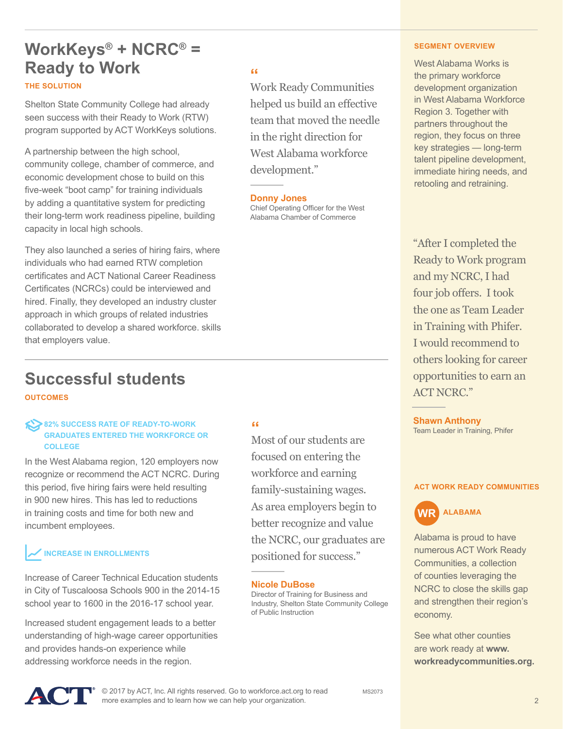## WorkKeys® + NCRC® = Ready to Work

**THE SOLUTION**

Shelton State Community College had already seen success with their Ready to Work (RTW) program supported by ACT WorkKeys solutions.

A partnership between the high school, community college, chamber of commerce, and economic development chose to build on this five-week "boot camp" for training individuals by adding a quantitative system for predicting their long-term work readiness pipeline, building capacity in local high schools.

They also launched a series of hiring fairs, where individuals who had earned RTW completion certificates and ACT National Career Readiness Certificates (NCRCs) could be interviewed and hired. Finally, they developed an industry cluster approach in which groups of related industries collaborated to develop a shared workforce. skills that employers value.

> "Work Ready Communities helped us build an effective team that moved the needle in the right direction for West Alabama workforce development."
>
> **Donny Jones**
> Chief Operating Officer for the West Alabama Chamber of Commerce

## Successful students

**OUTCOMES**

**82% SUCCESS RATE OF READY-TO-WORK GRADUATES ENTERED THE WORKFORCE OR COLLEGE**

In the West Alabama region, 120 employers now recognize or recommend the ACT NCRC. During this period, five hiring fairs were held resulting in 900 new hires. This has led to reductions in training costs and time for both new and incumbent employees.

**INCREASE IN ENROLLMENTS**

Increase of Career Technical Education students in City of Tuscaloosa Schools 900 in the 2014-15 school year to 1600 in the 2016-17 school year.

Increased student engagement leads to a better understanding of high-wage career opportunities and provides hands-on experience while addressing workforce needs in the region.

> "Most of our students are focused on entering the workforce and earning family-sustaining wages. As area employers begin to better recognize and value the NCRC, our graduates are positioned for success."
>
> **Nicole DuBose**
> Director of Training for Business and Industry, Shelton State Community College of Public Instruction

**SEGMENT OVERVIEW**

West Alabama Works is the primary workforce development organization in West Alabama Workforce Region 3. Together with partners throughout the region, they focus on three key strategies — long-term talent pipeline development, immediate hiring needs, and retooling and retraining.

> "After I completed the Ready to Work program and my NCRC, I had four job offers. I took the one as Team Leader in Training with Phifer. I would recommend to others looking for career opportunities to earn an ACT NCRC."
>
> **Shawn Anthony**
> Team Leader in Training, Phifer

**ACT WORK READY COMMUNITIES**

**ALABAMA**

Alabama is proud to have numerous ACT Work Ready Communities, a collection of counties leveraging the NCRC to close the skills gap and strengthen their region's economy.

See what other counties are work ready at **www.workreadycommunities.org.**

© 2017 by ACT, Inc. All rights reserved. Go to workforce.act.org to read more examples and to learn how we can help your organization.

MS2073